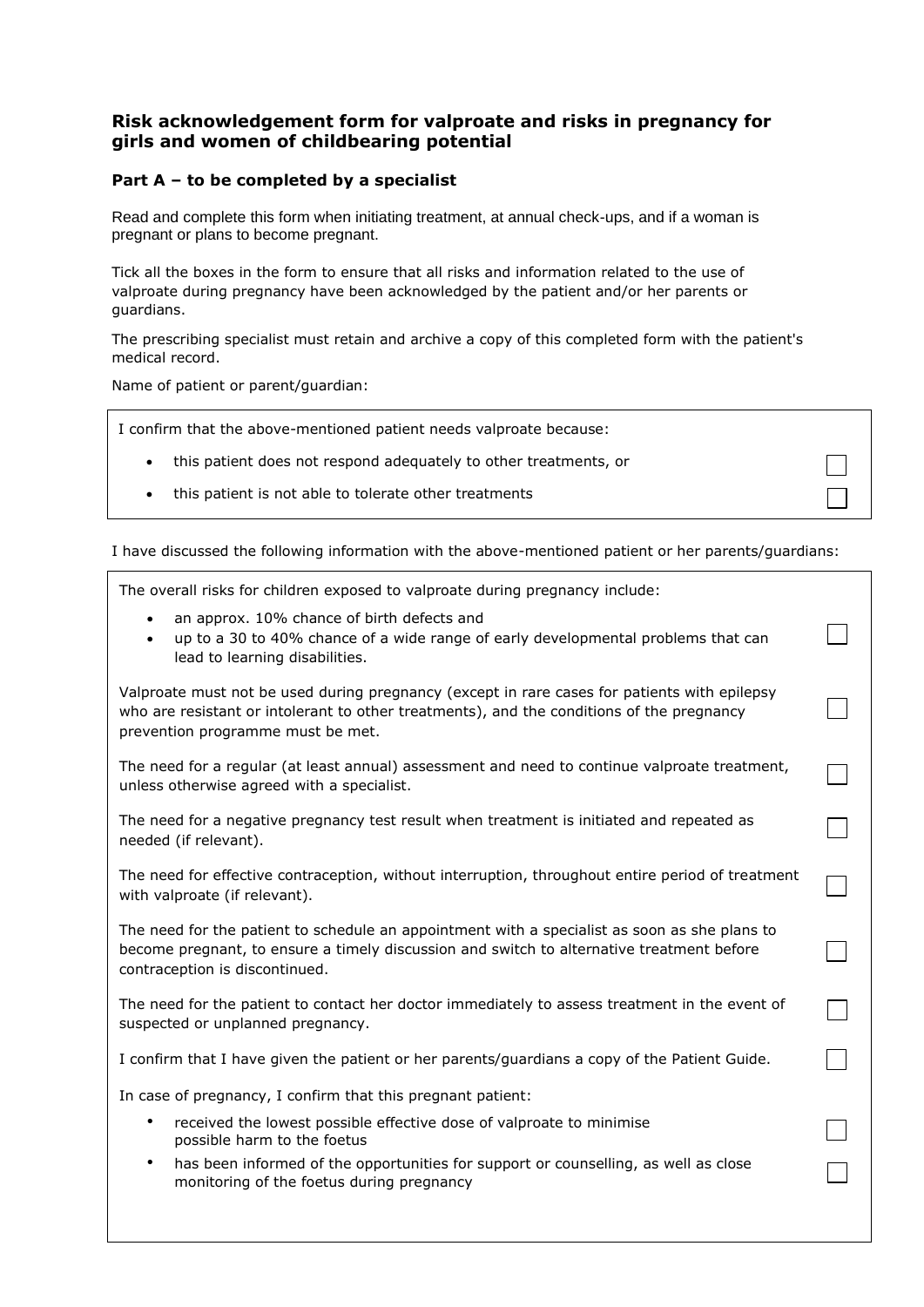## Risk acknowledgement form for valproate and risks in pregnancy for girls and women of childbearing potential

### Part A – to be completed by a specialist

Read and complete this form when initiating treatment, at annual check-ups, and if a woman is pregnant or plans to become pregnant.

Tick all the boxes in the form to ensure that all risks and information related to the use of valproate during pregnancy have been acknowledged by the patient and/or her parents or guardians.

The prescribing specialist must retain and archive a copy of this completed form with the patient's medical record.

Name of patient or parent/guardian:

| I confirm that the above-mentioned patient needs valproate because: | |
|---|---|
| • this patient does not respond adequately to other treatments, or | ☐ |
| • this patient is not able to tolerate other treatments | ☐ |

I have discussed the following information with the above-mentioned patient or her parents/guardians:

| | |
|---|---|
| The overall risks for children exposed to valproate during pregnancy include:<br>• an approx. 10% chance of birth defects and<br>• up to a 30 to 40% chance of a wide range of early developmental problems that can lead to learning disabilities. | ☐ |
| Valproate must not be used during pregnancy (except in rare cases for patients with epilepsy who are resistant or intolerant to other treatments), and the conditions of the pregnancy prevention programme must be met. | ☐ |
| The need for a regular (at least annual) assessment and need to continue valproate treatment, unless otherwise agreed with a specialist. | ☐ |
| The need for a negative pregnancy test result when treatment is initiated and repeated as needed (if relevant). | ☐ |
| The need for effective contraception, without interruption, throughout entire period of treatment with valproate (if relevant). | ☐ |
| The need for the patient to schedule an appointment with a specialist as soon as she plans to become pregnant, to ensure a timely discussion and switch to alternative treatment before contraception is discontinued. | ☐ |
| The need for the patient to contact her doctor immediately to assess treatment in the event of suspected or unplanned pregnancy. | ☐ |
| I confirm that I have given the patient or her parents/guardians a copy of the Patient Guide. | ☐ |
| In case of pregnancy, I confirm that this pregnant patient: | |
| • received the lowest possible effective dose of valproate to minimise possible harm to the foetus | ☐ |
| • has been informed of the opportunities for support or counselling, as well as close monitoring of the foetus during pregnancy | ☐ |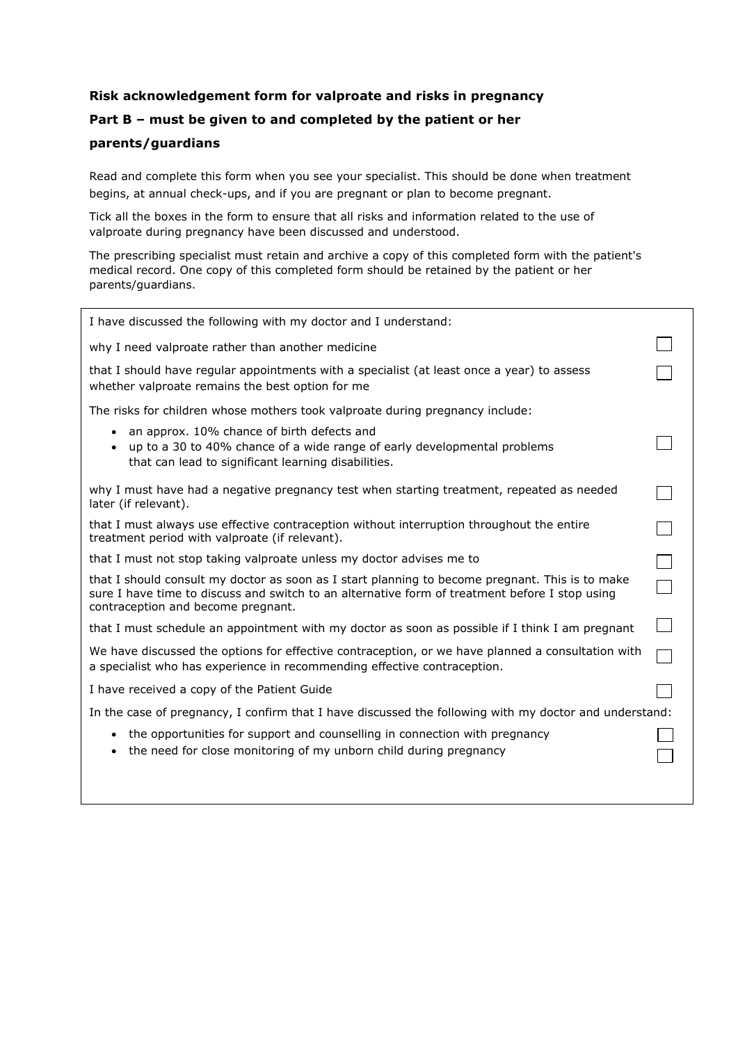**Risk acknowledgement form for valproate and risks in pregnancy**

**Part B – must be given to and completed by the patient or her parents/guardians**

Read and complete this form when you see your specialist. This should be done when treatment begins, at annual check-ups, and if you are pregnant or plan to become pregnant.

Tick all the boxes in the form to ensure that all risks and information related to the use of valproate during pregnancy have been discussed and understood.

The prescribing specialist must retain and archive a copy of this completed form with the patient's medical record. One copy of this completed form should be retained by the patient or her parents/guardians.

| | |
|---|---|
| I have discussed the following with my doctor and I understand: | |
| why I need valproate rather than another medicine | ☐ |
| that I should have regular appointments with a specialist (at least once a year) to assess whether valproate remains the best option for me | ☐ |
| The risks for children whose mothers took valproate during pregnancy include:<br>• an approx. 10% chance of birth defects and<br>• up to a 30 to 40% chance of a wide range of early developmental problems that can lead to significant learning disabilities. | ☐ |
| why I must have had a negative pregnancy test when starting treatment, repeated as needed later (if relevant). | ☐ |
| that I must always use effective contraception without interruption throughout the entire treatment period with valproate (if relevant). | ☐ |
| that I must not stop taking valproate unless my doctor advises me to | ☐ |
| that I should consult my doctor as soon as I start planning to become pregnant. This is to make sure I have time to discuss and switch to an alternative form of treatment before I stop using contraception and become pregnant. | ☐ |
| that I must schedule an appointment with my doctor as soon as possible if I think I am pregnant | ☐ |
| We have discussed the options for effective contraception, or we have planned a consultation with a specialist who has experience in recommending effective contraception. | ☐ |
| I have received a copy of the Patient Guide | ☐ |
| In the case of pregnancy, I confirm that I have discussed the following with my doctor and understand: | |
| • the opportunities for support and counselling in connection with pregnancy | ☐ |
| • the need for close monitoring of my unborn child during pregnancy | ☐ |